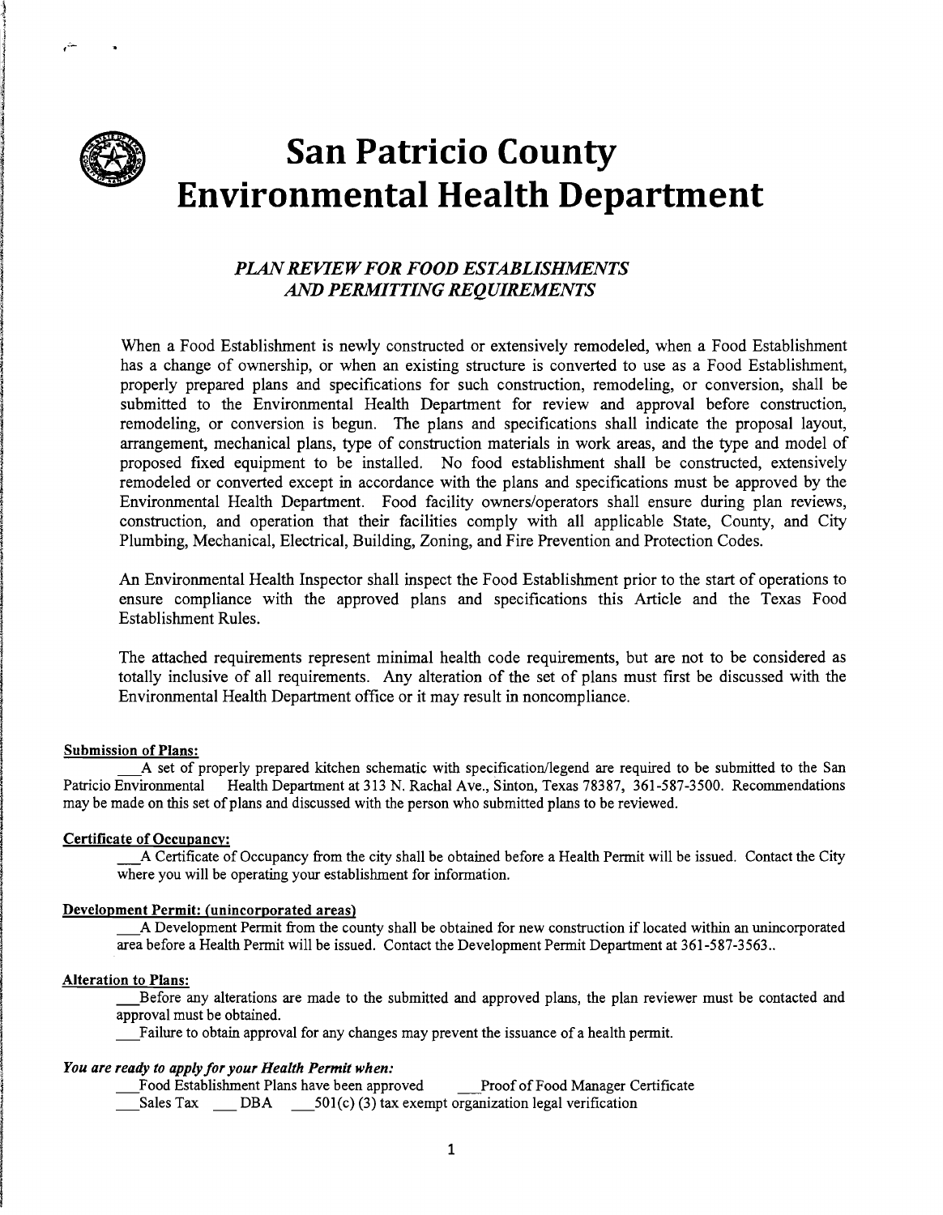# San Patricio County Environmental Health Department

## *PLAN REVIEW FOR FOOD ESTABLISHMENTS AND PERMITTING REQUIREMENTS*

When a Food Establishment is newly constructed or extensively remodeled, when a Food Establishment has a change of ownership, or when an existing structure is converted to use as a Food Establishment, properly prepared plans and specifications for such construction, remodeling, or conversion, shall be submitted to the Environmental Health Department for review and approval before construction, remodeling, or conversion is begun. The plans and specifications shall indicate the proposal layout, arrangement, mechanical plans, type of construction materials in work areas, and the type and model of proposed fixed equipment to be installed. No food establishment shall be constructed, extensively remodeled or converted except in accordance with the plans and specifications must be approved by the Environmental Health Department. Food facility owners/operators shall ensure during plan reviews, construction, and operation that their facilities comply with all applicable State, County, and City Plumbing, Mechanical, Electrical, Building, Zoning, and Fire Prevention and Protection Codes.

An Environmental Health Inspector shall inspect the Food Establishment prior to the start of operations to ensure compliance with the approved plans and specifications this Article and the Texas Food Establishment Rules.

The attached requirements represent minimal health code requirements, but are not to be considered as totally inclusive of all requirements. Any alteration of the set of plans must first be discussed with the Environmental Health Department office or it may result in noncompliance.

**Submission of Plans:**

___A set of properly prepared kitchen schematic with specification/legend are required to be submitted to the San Patricio Environmental Health Department at 313 N. Rachal Ave., Sinton, Texas 78387, 361-587-3500. Recommendations may be made on this set of plans and discussed with the person who submitted plans to be reviewed.

**Certificate of Occupancy:**

___A Certificate of Occupancy from the city shall be obtained before a Health Permit will be issued. Contact the City where you will be operating your establishment for information.

**Development Permit: (unincorporated areas)**

___A Development Permit from the county shall be obtained for new construction if located within an unincorporated area before a Health Permit will be issued. Contact the Development Permit Department at 361-587-3563..

**Alteration to Plans:**

___Before any alterations are made to the submitted and approved plans, the plan reviewer must be contacted and approval must be obtained.

___Failure to obtain approval for any changes may prevent the issuance of a health permit.

***You are ready to apply for your Health Permit when:***

___Food Establishment Plans have been approved ___Proof of Food Manager Certificate

___Sales Tax ___ DBA ___501(c) (3) tax exempt organization legal verification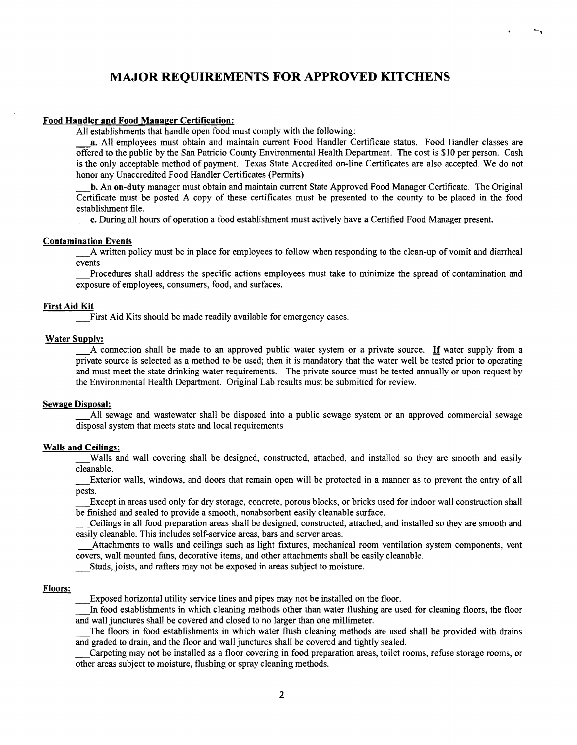# MAJOR REQUIREMENTS FOR APPROVED KITCHENS

**Food Handler and Food Manager Certification:**

All establishments that handle open food must comply with the following:

___**a.** All employees must obtain and maintain current Food Handler Certificate status. Food Handler classes are offered to the public by the San Patricio County Environmental Health Department. The cost is $10 per person. Cash is the only acceptable method of payment. Texas State Accredited on-line Certificates are also accepted. We do not honor any Unaccredited Food Handler Certificates (Permits)

___**b.** An **on-duty** manager must obtain and maintain current State Approved Food Manager Certificate. The Original Certificate must be posted A copy of these certificates must be presented to the county to be placed in the food establishment file.

___**c.** During all hours of operation a food establishment must actively have a Certified Food Manager present.

**Contamination Events**

___A written policy must be in place for employees to follow when responding to the clean-up of vomit and diarrheal events

___Procedures shall address the specific actions employees must take to minimize the spread of contamination and exposure of employees, consumers, food, and surfaces.

**First Aid Kit**

___First Aid Kits should be made readily available for emergency cases.

**Water Supply:**

___A connection shall be made to an approved public water system or a private source. **If** water supply from a private source is selected as a method to be used; then it is mandatory that the water well be tested prior to operating and must meet the state drinking water requirements. The private source must be tested annually or upon request by the Environmental Health Department. Original Lab results must be submitted for review.

**Sewage Disposal:**

___All sewage and wastewater shall be disposed into a public sewage system or an approved commercial sewage disposal system that meets state and local requirements

**Walls and Ceilings:**

___Walls and wall covering shall be designed, constructed, attached, and installed so they are smooth and easily cleanable.

___Exterior walls, windows, and doors that remain open will be protected in a manner as to prevent the entry of all pests.

___Except in areas used only for dry storage, concrete, porous blocks, or bricks used for indoor wall construction shall be finished and sealed to provide a smooth, nonabsorbent easily cleanable surface.

___Ceilings in all food preparation areas shall be designed, constructed, attached, and installed so they are smooth and easily cleanable. This includes self-service areas, bars and server areas.

___Attachments to walls and ceilings such as light fixtures, mechanical room ventilation system components, vent covers, wall mounted fans, decorative items, and other attachments shall be easily cleanable.

___Studs, joists, and rafters may not be exposed in areas subject to moisture.

**Floors:**

___Exposed horizontal utility service lines and pipes may not be installed on the floor.

___In food establishments in which cleaning methods other than water flushing are used for cleaning floors, the floor and wall junctures shall be covered and closed to no larger than one millimeter.

___The floors in food establishments in which water flush cleaning methods are used shall be provided with drains and graded to drain, and the floor and wall junctures shall be covered and tightly sealed.

___Carpeting may not be installed as a floor covering in food preparation areas, toilet rooms, refuse storage rooms, or other areas subject to moisture, flushing or spray cleaning methods.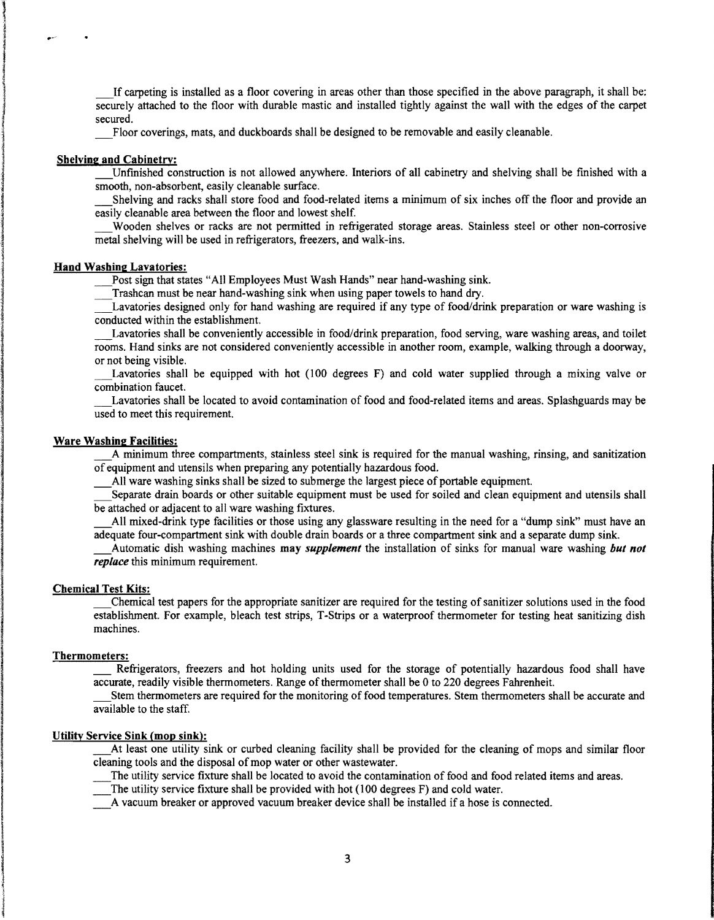___If carpeting is installed as a floor covering in areas other than those specified in the above paragraph, it shall be: securely attached to the floor with durable mastic and installed tightly against the wall with the edges of the carpet secured.

___Floor coverings, mats, and duckboards shall be designed to be removable and easily cleanable.

**Shelving and Cabinetry:**

___Unfinished construction is not allowed anywhere. Interiors of all cabinetry and shelving shall be finished with a smooth, non-absorbent, easily cleanable surface.

___Shelving and racks shall store food and food-related items a minimum of six inches off the floor and provide an easily cleanable area between the floor and lowest shelf.

___Wooden shelves or racks are not permitted in refrigerated storage areas. Stainless steel or other non-corrosive metal shelving will be used in refrigerators, freezers, and walk-ins.

**Hand Washing Lavatories:**

___Post sign that states "All Employees Must Wash Hands" near hand-washing sink.

___Trashcan must be near hand-washing sink when using paper towels to hand dry.

___Lavatories designed only for hand washing are required if any type of food/drink preparation or ware washing is conducted within the establishment.

___Lavatories shall be conveniently accessible in food/drink preparation, food serving, ware washing areas, and toilet rooms. Hand sinks are not considered conveniently accessible in another room, example, walking through a doorway, or not being visible.

___Lavatories shall be equipped with hot (100 degrees F) and cold water supplied through a mixing valve or combination faucet.

___Lavatories shall be located to avoid contamination of food and food-related items and areas. Splashguards may be used to meet this requirement.

**Ware Washing Facilities:**

___A minimum three compartments, stainless steel sink is required for the manual washing, rinsing, and sanitization of equipment and utensils when preparing any potentially hazardous food.

___All ware washing sinks shall be sized to submerge the largest piece of portable equipment.

___Separate drain boards or other suitable equipment must be used for soiled and clean equipment and utensils shall be attached or adjacent to all ware washing fixtures.

___All mixed-drink type facilities or those using any glassware resulting in the need for a "dump sink" must have an adequate four-compartment sink with double drain boards or a three compartment sink and a separate dump sink.

___Automatic dish washing machines **may** ***supplement*** the installation of sinks for manual ware washing ***but not replace*** this minimum requirement.

**Chemical Test Kits:**

___Chemical test papers for the appropriate sanitizer are required for the testing of sanitizer solutions used in the food establishment. For example, bleach test strips, T-Strips or a waterproof thermometer for testing heat sanitizing dish machines.

**Thermometers:**

___ Refrigerators, freezers and hot holding units used for the storage of potentially hazardous food shall have accurate, readily visible thermometers. Range of thermometer shall be 0 to 220 degrees Fahrenheit.

___Stem thermometers are required for the monitoring of food temperatures. Stem thermometers shall be accurate and available to the staff.

**Utility Service Sink (mop sink):**

___At least one utility sink or curbed cleaning facility shall be provided for the cleaning of mops and similar floor cleaning tools and the disposal of mop water or other wastewater.

___The utility service fixture shall be located to avoid the contamination of food and food related items and areas.

___The utility service fixture shall be provided with hot (100 degrees F) and cold water.

___A vacuum breaker or approved vacuum breaker device shall be installed if a hose is connected.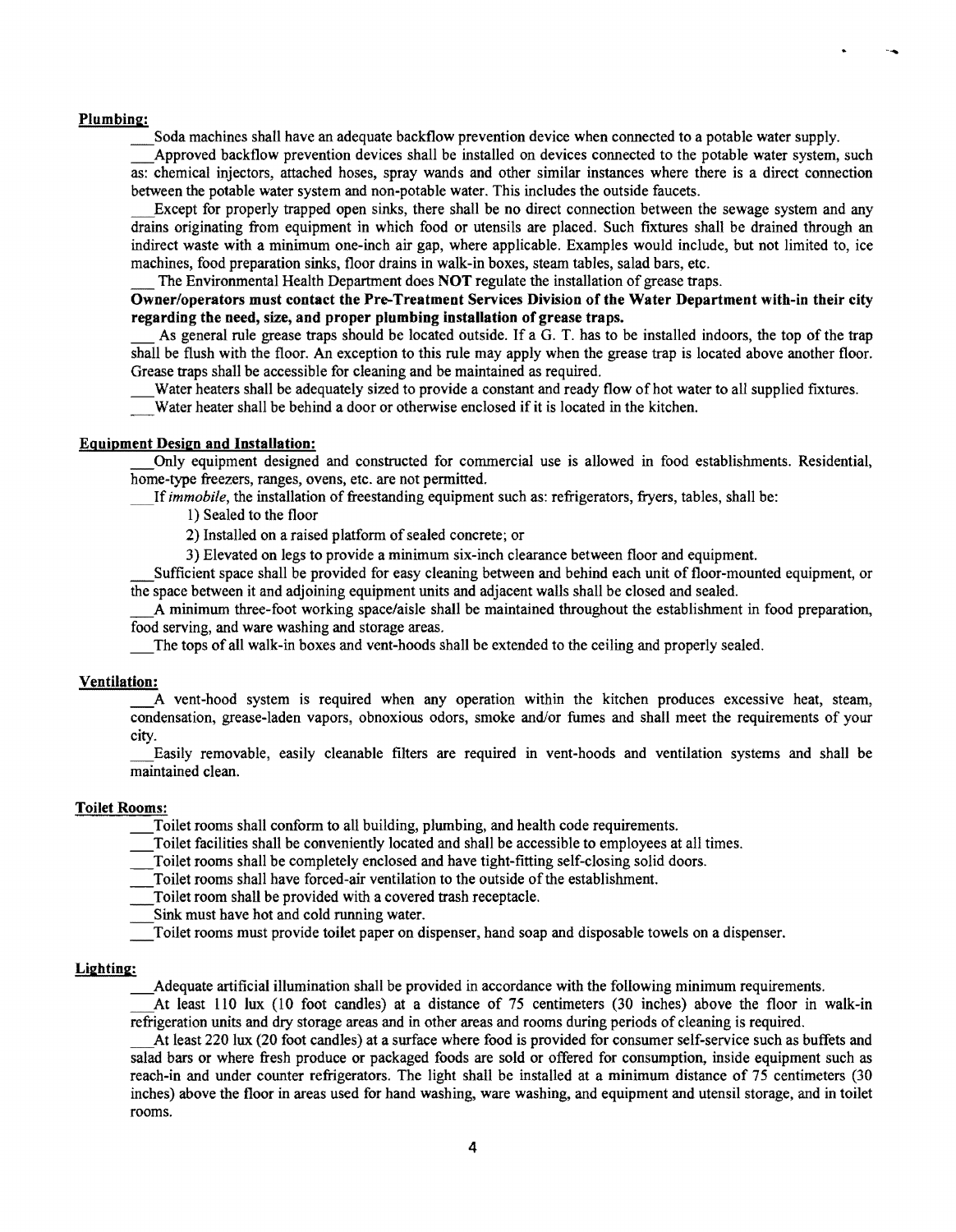**Plumbing:**

___Soda machines shall have an adequate backflow prevention device when connected to a potable water supply.

___Approved backflow prevention devices shall be installed on devices connected to the potable water system, such as: chemical injectors, attached hoses, spray wands and other similar instances where there is a direct connection between the potable water system and non-potable water. This includes the outside faucets.

___Except for properly trapped open sinks, there shall be no direct connection between the sewage system and any drains originating from equipment in which food or utensils are placed. Such fixtures shall be drained through an indirect waste with a minimum one-inch air gap, where applicable. Examples would include, but not limited to, ice machines, food preparation sinks, floor drains in walk-in boxes, steam tables, salad bars, etc.

___ The Environmental Health Department does **NOT** regulate the installation of grease traps.

**Owner/operators must contact the Pre-Treatment Services Division of the Water Department with-in their city regarding the need, size, and proper plumbing installation of grease traps.**

___ As general rule grease traps should be located outside. If a G. T. has to be installed indoors, the top of the trap shall be flush with the floor. An exception to this rule may apply when the grease trap is located above another floor. Grease traps shall be accessible for cleaning and be maintained as required.

___Water heaters shall be adequately sized to provide a constant and ready flow of hot water to all supplied fixtures.

___Water heater shall be behind a door or otherwise enclosed if it is located in the kitchen.

**Equipment Design and Installation:**

___Only equipment designed and constructed for commercial use is allowed in food establishments. Residential, home-type freezers, ranges, ovens, etc. are not permitted.

___If *immobile*, the installation of freestanding equipment such as: refrigerators, fryers, tables, shall be:

1) Sealed to the floor
2) Installed on a raised platform of sealed concrete; or
3) Elevated on legs to provide a minimum six-inch clearance between floor and equipment.

___Sufficient space shall be provided for easy cleaning between and behind each unit of floor-mounted equipment, or the space between it and adjoining equipment units and adjacent walls shall be closed and sealed.

___A minimum three-foot working space/aisle shall be maintained throughout the establishment in food preparation, food serving, and ware washing and storage areas.

___The tops of all walk-in boxes and vent-hoods shall be extended to the ceiling and properly sealed.

**Ventilation:**

___A vent-hood system is required when any operation within the kitchen produces excessive heat, steam, condensation, grease-laden vapors, obnoxious odors, smoke and/or fumes and shall meet the requirements of your city.

___Easily removable, easily cleanable filters are required in vent-hoods and ventilation systems and shall be maintained clean.

**Toilet Rooms:**

___Toilet rooms shall conform to all building, plumbing, and health code requirements.

___Toilet facilities shall be conveniently located and shall be accessible to employees at all times.

___Toilet rooms shall be completely enclosed and have tight-fitting self-closing solid doors.

___Toilet rooms shall have forced-air ventilation to the outside of the establishment.

___Toilet room shall be provided with a covered trash receptacle.

___Sink must have hot and cold running water.

___Toilet rooms must provide toilet paper on dispenser, hand soap and disposable towels on a dispenser.

**Lighting:**

___Adequate artificial illumination shall be provided in accordance with the following minimum requirements.

___At least 110 lux (10 foot candles) at a distance of 75 centimeters (30 inches) above the floor in walk-in refrigeration units and dry storage areas and in other areas and rooms during periods of cleaning is required.

___At least 220 lux (20 foot candles) at a surface where food is provided for consumer self-service such as buffets and salad bars or where fresh produce or packaged foods are sold or offered for consumption, inside equipment such as reach-in and under counter refrigerators. The light shall be installed at a minimum distance of 75 centimeters (30 inches) above the floor in areas used for hand washing, ware washing, and equipment and utensil storage, and in toilet rooms.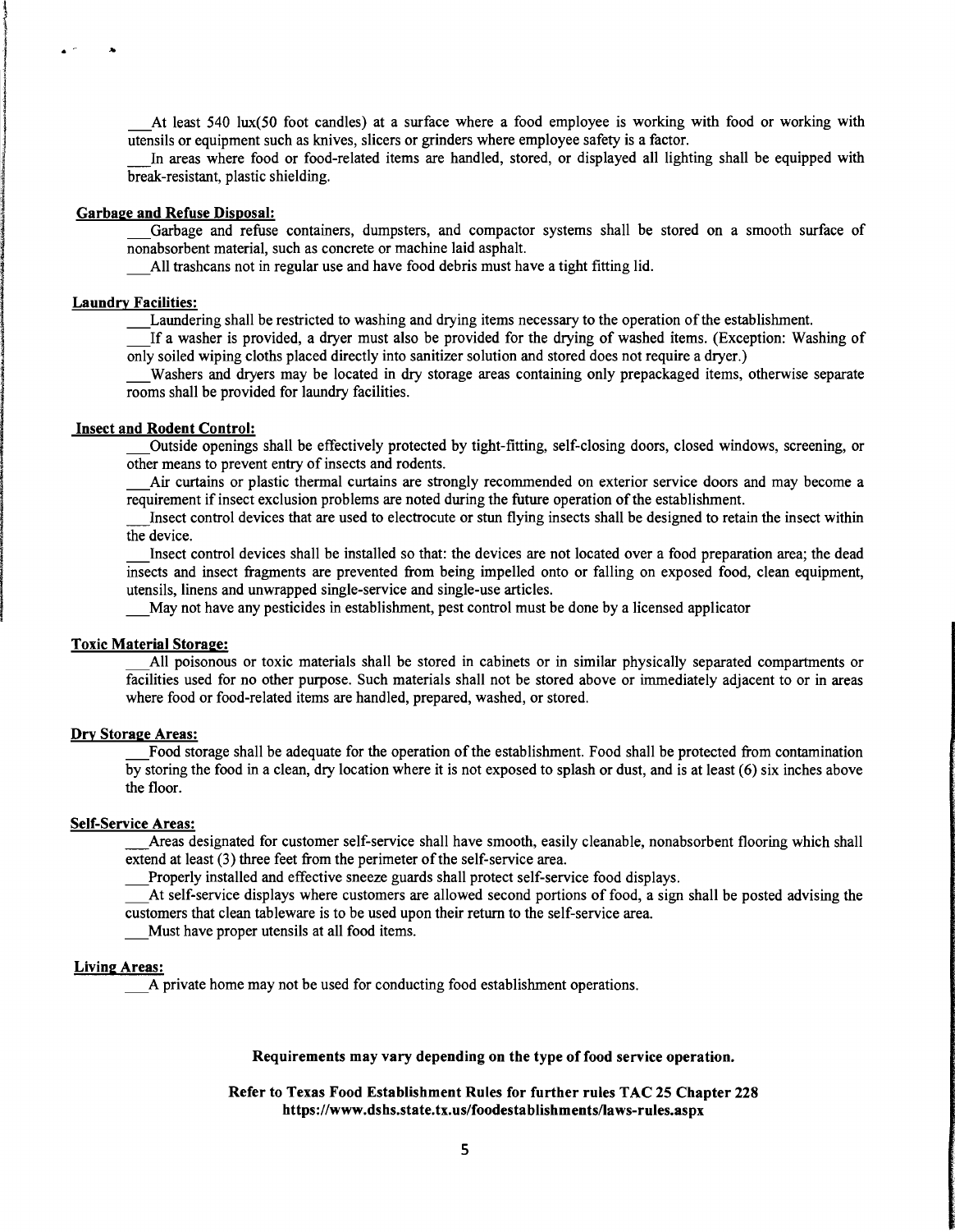___At least 540 lux(50 foot candles) at a surface where a food employee is working with food or working with utensils or equipment such as knives, slicers or grinders where employee safety is a factor.

___In areas where food or food-related items are handled, stored, or displayed all lighting shall be equipped with break-resistant, plastic shielding.

**Garbage and Refuse Disposal:**

___Garbage and refuse containers, dumpsters, and compactor systems shall be stored on a smooth surface of nonabsorbent material, such as concrete or machine laid asphalt.

___All trashcans not in regular use and have food debris must have a tight fitting lid.

**Laundry Facilities:**

___Laundering shall be restricted to washing and drying items necessary to the operation of the establishment.

___If a washer is provided, a dryer must also be provided for the drying of washed items. (Exception: Washing of only soiled wiping cloths placed directly into sanitizer solution and stored does not require a dryer.)

___Washers and dryers may be located in dry storage areas containing only prepackaged items, otherwise separate rooms shall be provided for laundry facilities.

**Insect and Rodent Control:**

___Outside openings shall be effectively protected by tight-fitting, self-closing doors, closed windows, screening, or other means to prevent entry of insects and rodents.

___Air curtains or plastic thermal curtains are strongly recommended on exterior service doors and may become a requirement if insect exclusion problems are noted during the future operation of the establishment.

___Insect control devices that are used to electrocute or stun flying insects shall be designed to retain the insect within the device.

___Insect control devices shall be installed so that: the devices are not located over a food preparation area; the dead insects and insect fragments are prevented from being impelled onto or falling on exposed food, clean equipment, utensils, linens and unwrapped single-service and single-use articles.

___May not have any pesticides in establishment, pest control must be done by a licensed applicator

**Toxic Material Storage:**

___All poisonous or toxic materials shall be stored in cabinets or in similar physically separated compartments or facilities used for no other purpose. Such materials shall not be stored above or immediately adjacent to or in areas where food or food-related items are handled, prepared, washed, or stored.

**Dry Storage Areas:**

___Food storage shall be adequate for the operation of the establishment. Food shall be protected from contamination by storing the food in a clean, dry location where it is not exposed to splash or dust, and is at least (6) six inches above the floor.

**Self-Service Areas:**

___Areas designated for customer self-service shall have smooth, easily cleanable, nonabsorbent flooring which shall extend at least (3) three feet from the perimeter of the self-service area.

___Properly installed and effective sneeze guards shall protect self-service food displays.

___At self-service displays where customers are allowed second portions of food, a sign shall be posted advising the customers that clean tableware is to be used upon their return to the self-service area.

___Must have proper utensils at all food items.

**Living Areas:**

___A private home may not be used for conducting food establishment operations.

**Requirements may vary depending on the type of food service operation.**

**Refer to Texas Food Establishment Rules for further rules TAC 25 Chapter 228**
**https://www.dshs.state.tx.us/foodestablishments/laws-rules.aspx**